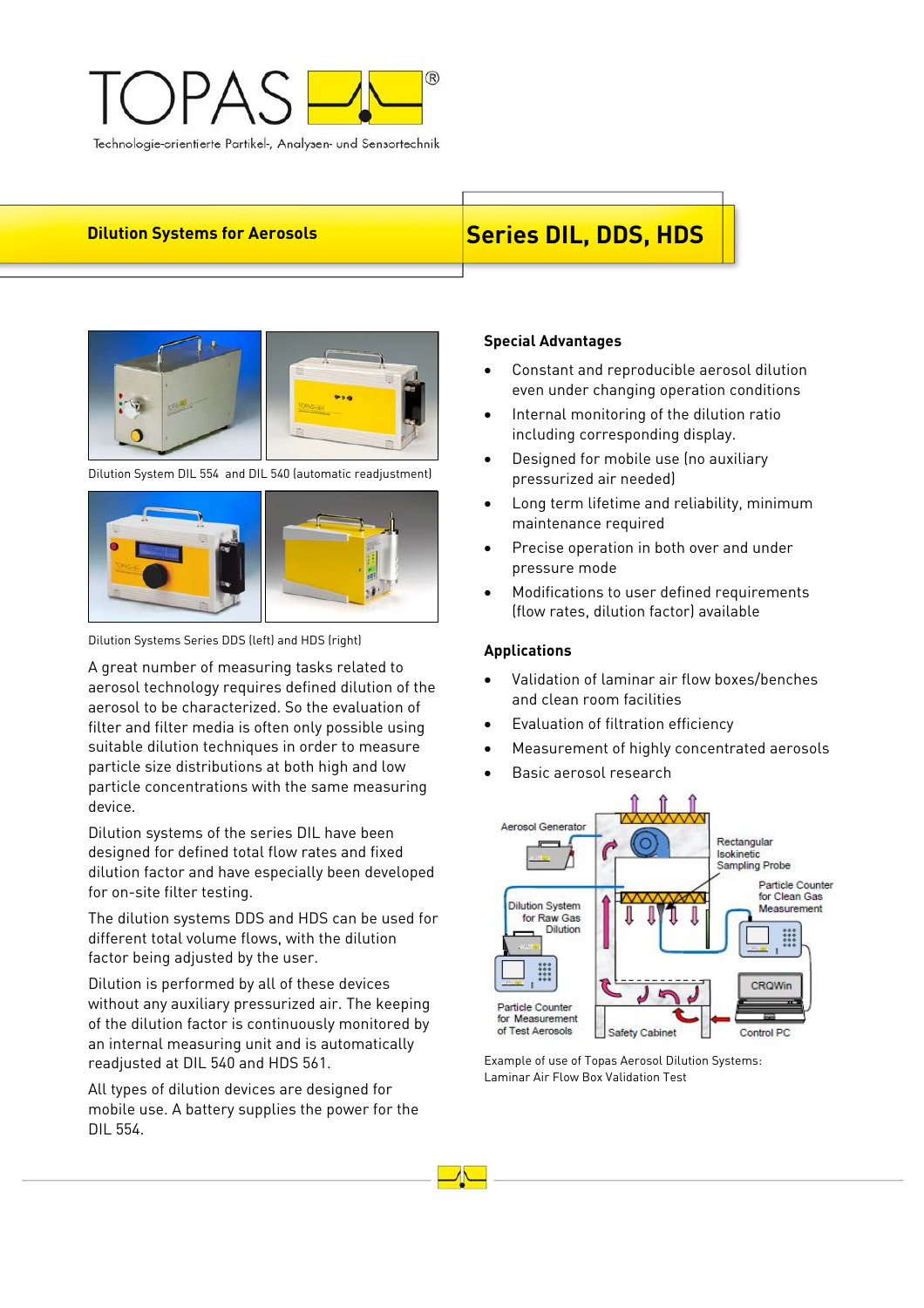TOPAS®

Technologie-orientierte Partikel-, Analysen- und Sensortechnik

## Dilution Systems for Aerosols

# Series DIL, DDS, HDS

Dilution System DIL 554 and DIL 540 (automatic readjustment)

Dilution Systems Series DDS (left) and HDS (right)

A great number of measuring tasks related to aerosol technology requires defined dilution of the aerosol to be characterized. So the evaluation of filter and filter media is often only possible using suitable dilution techniques in order to measure particle size distributions at both high and low particle concentrations with the same measuring device.

Dilution systems of the series DIL have been designed for defined total flow rates and fixed dilution factor and have especially been developed for on-site filter testing.

The dilution systems DDS and HDS can be used for different total volume flows, with the dilution factor being adjusted by the user.

Dilution is performed by all of these devices without any auxiliary pressurized air. The keeping of the dilution factor is continuously monitored by an internal measuring unit and is automatically readjusted at DIL 540 and HDS 561.

All types of dilution devices are designed for mobile use. A battery supplies the power for the DIL 554.

### Special Advantages

- Constant and reproducible aerosol dilution even under changing operation conditions
- Internal monitoring of the dilution ratio including corresponding display.
- Designed for mobile use (no auxiliary pressurized air needed)
- Long term lifetime and reliability, minimum maintenance required
- Precise operation in both over and under pressure mode
- Modifications to user defined requirements (flow rates, dilution factor) available

### Applications

- Validation of laminar air flow boxes/benches and clean room facilities
- Evaluation of filtration efficiency
- Measurement of highly concentrated aerosols
- Basic aerosol research

Example of use of Topas Aerosol Dilution Systems:
Laminar Air Flow Box Validation Test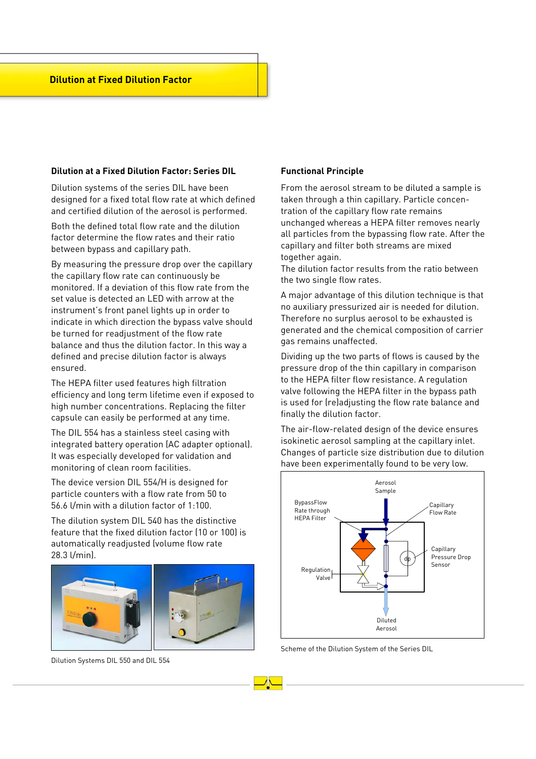# Dilution at Fixed Dilution Factor

## Dilution at a Fixed Dilution Factor: Series DIL

Dilution systems of the series DIL have been designed for a fixed total flow rate at which defined and certified dilution of the aerosol is performed.

Both the defined total flow rate and the dilution factor determine the flow rates and their ratio between bypass and capillary path.

By measuring the pressure drop over the capillary the capillary flow rate can continuously be monitored. If a deviation of this flow rate from the set value is detected an LED with arrow at the instrument's front panel lights up in order to indicate in which direction the bypass valve should be turned for readjustment of the flow rate balance and thus the dilution factor. In this way a defined and precise dilution factor is always ensured.

The HEPA filter used features high filtration efficiency and long term lifetime even if exposed to high number concentrations. Replacing the filter capsule can easily be performed at any time.

The DIL 554 has a stainless steel casing with integrated battery operation (AC adapter optional). It was especially developed for validation and monitoring of clean room facilities.

The device version DIL 554/H is designed for particle counters with a flow rate from 50 to 56.6 l/min with a dilution factor of 1:100.

The dilution system DIL 540 has the distinctive feature that the fixed dilution factor (10 or 100) is automatically readjusted (volume flow rate 28.3 l/min).

Dilution Systems DIL 550 and DIL 554

## Functional Principle

From the aerosol stream to be diluted a sample is taken through a thin capillary. Particle concentration of the capillary flow rate remains unchanged whereas a HEPA filter removes nearly all particles from the bypassing flow rate. After the capillary and filter both streams are mixed together again.
The dilution factor results from the ratio between the two single flow rates.

A major advantage of this dilution technique is that no auxiliary pressurized air is needed for dilution. Therefore no surplus aerosol to be exhausted is generated and the chemical composition of carrier gas remains unaffected.

Dividing up the two parts of flows is caused by the pressure drop of the thin capillary in comparison to the HEPA filter flow resistance. A regulation valve following the HEPA filter in the bypass path is used for (re)adjusting the flow rate balance and finally the dilution factor.

The air-flow-related design of the device ensures isokinetic aerosol sampling at the capillary inlet. Changes of particle size distribution due to dilution have been experimentally found to be very low.

Aerosol Sample

BypassFlow Rate through HEPA Filter

Capillary Flow Rate

Capillary Pressure Drop Sensor

Regulation Valve

Diluted Aerosol

Scheme of the Dilution System of the Series DIL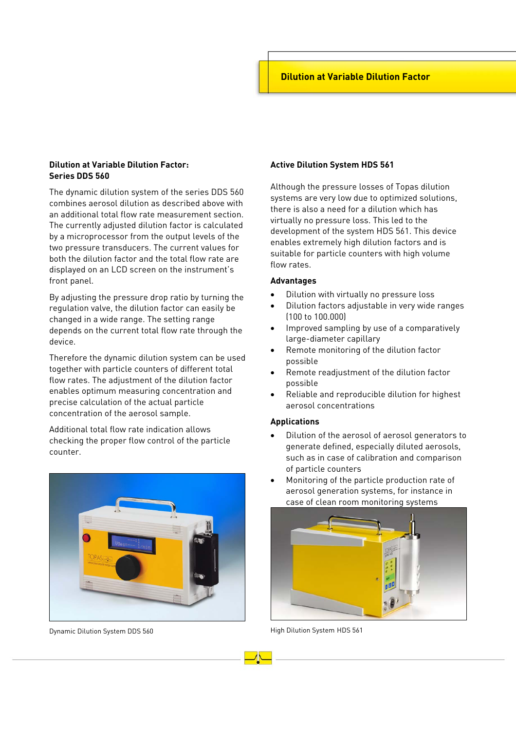## Dilution at Variable Dilution Factor

### Dilution at Variable Dilution Factor: Series DDS 560

The dynamic dilution system of the series DDS 560 combines aerosol dilution as described above with an additional total flow rate measurement section. The currently adjusted dilution factor is calculated by a microprocessor from the output levels of the two pressure transducers. The current values for both the dilution factor and the total flow rate are displayed on an LCD screen on the instrument's front panel.

By adjusting the pressure drop ratio by turning the regulation valve, the dilution factor can easily be changed in a wide range. The setting range depends on the current total flow rate through the device.

Therefore the dynamic dilution system can be used together with particle counters of different total flow rates. The adjustment of the dilution factor enables optimum measuring concentration and precise calculation of the actual particle concentration of the aerosol sample.

Additional total flow rate indication allows checking the proper flow control of the particle counter.

Dynamic Dilution System DDS 560

### Active Dilution System HDS 561

Although the pressure losses of Topas dilution systems are very low due to optimized solutions, there is also a need for a dilution which has virtually no pressure loss. This led to the development of the system HDS 561. This device enables extremely high dilution factors and is suitable for particle counters with high volume flow rates.

**Advantages**

- Dilution with virtually no pressure loss
- Dilution factors adjustable in very wide ranges (100 to 100.000)
- Improved sampling by use of a comparatively large-diameter capillary
- Remote monitoring of the dilution factor possible
- Remote readjustment of the dilution factor possible
- Reliable and reproducible dilution for highest aerosol concentrations

**Applications**

- Dilution of the aerosol of aerosol generators to generate defined, especially diluted aerosols, such as in case of calibration and comparison of particle counters
- Monitoring of the particle production rate of aerosol generation systems, for instance in case of clean room monitoring systems

High Dilution System HDS 561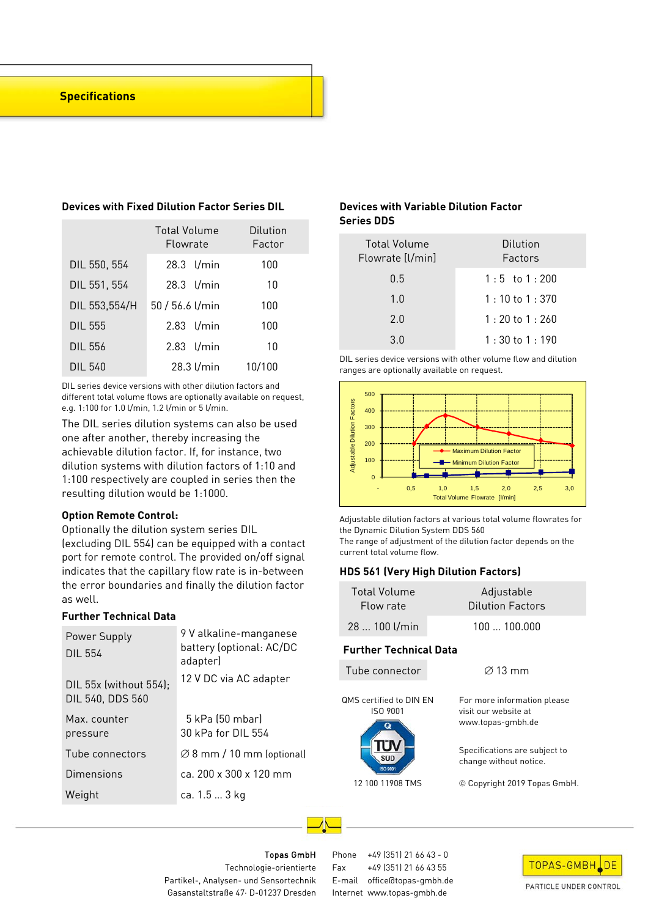## Specifications

### Devices with Fixed Dilution Factor Series DIL

| | Total Volume Flowrate | Dilution Factor |
|---|---|---|
| DIL 550, 554 | 28.3 l/min | 100 |
| DIL 551, 554 | 28.3 l/min | 10 |
| DIL 553,554/H | 50 / 56.6 l/min | 100 |
| DIL 555 | 2.83 l/min | 100 |
| DIL 556 | 2.83 l/min | 10 |
| DIL 540 | 28.3 l/min | 10/100 |

DIL series device versions with other dilution factors and different total volume flows are optionally available on request, e.g. 1:100 for 1.0 l/min, 1.2 l/min or 5 l/min.

The DIL series dilution systems can also be used one after another, thereby increasing the achievable dilution factor. If, for instance, two dilution systems with dilution factors of 1:10 and 1:100 respectively are coupled in series then the resulting dilution would be 1:1000.

**Option Remote Control:**

Optionally the dilution system series DIL (excluding DIL 554) can be equipped with a contact port for remote control. The provided on/off signal indicates that the capillary flow rate is in-between the error boundaries and finally the dilution factor as well.

### Further Technical Data

| | |
|---|---|
| Power Supply DIL 554 | 9 V alkaline-manganese battery (optional: AC/DC adapter) |
| DIL 55x (without 554); DIL 540, DDS 560 | 12 V DC via AC adapter |
| Max. counter pressure | 5 kPa (50 mbar) 30 kPa for DIL 554 |
| Tube connectors | ∅ 8 mm / 10 mm (optional) |
| Dimensions | ca. 200 x 300 x 120 mm |
| Weight | ca. 1.5 ... 3 kg |

### Devices with Variable Dilution Factor Series DDS

| Total Volume Flowrate [l/min] | Dilution Factors |
|---|---|
| 0.5 | 1 : 5 to 1 : 200 |
| 1.0 | 1 : 10 to 1 : 370 |
| 2.0 | 1 : 20 to 1 : 260 |
| 3.0 | 1 : 30 to 1 : 190 |

DIL series device versions with other volume flow and dilution ranges are optionally available on request.

Adjustable Dilution Factors
500
400
300
200
100
0
-
0,5
1,0
1,5
2,0
2,5
3,0
Total Volume Flowrate [l/min]
Maximum Dilution Factor
Minimum Dilution Factor

Adjustable dilution factors at various total volume flowrates for the Dynamic Dilution System DDS 560
The range of adjustment of the dilution factor depends on the current total volume flow.

### HDS 561 (Very High Dilution Factors)

| Total Volume Flow rate | Adjustable Dilution Factors |
|---|---|
| 28 ... 100 l/min | 100 ... 100.000 |

### Further Technical Data

| | |
|---|---|
| Tube connector | ∅ 13 mm |

QMS certified to DIN EN ISO 9001

12 100 11908 TMS

For more information please visit our website at www.topas-gmbh.de

Specifications are subject to change without notice.

© Copyright 2019 Topas GmbH.

**Topas GmbH**
Technologie-orientierte
Partikel-, Analysen- und Sensortechnik
Gasanstaltstraße 47· D-01237 Dresden

Phone +49 (351) 21 66 43 - 0
Fax +49 (351) 21 66 43 55
E-mail office@topas-gmbh.de
Internet www.topas-gmbh.de

TOPAS-GMBH.DE
PARTICLE UNDER CONTROL